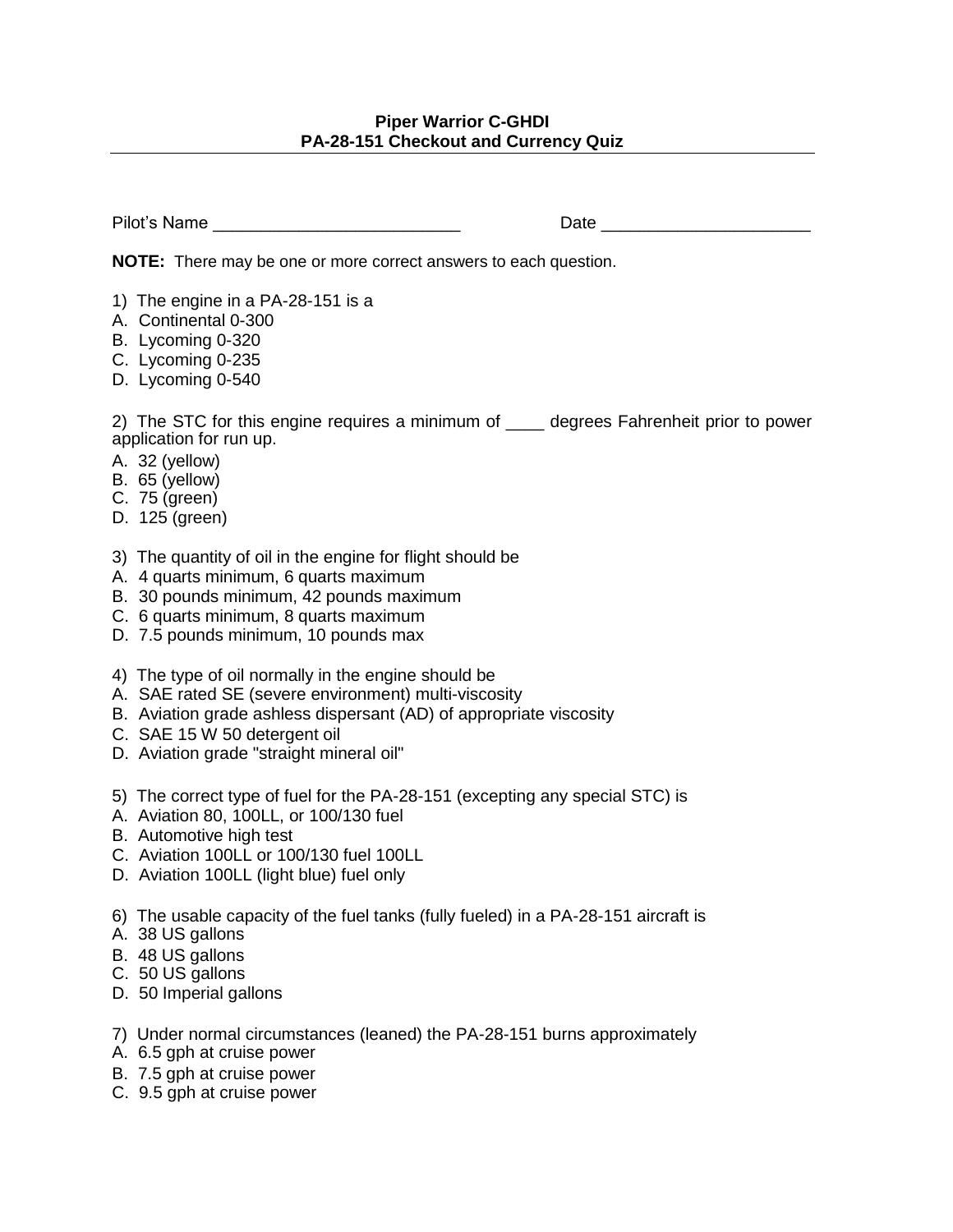**Piper Warrior C-GHDI**
**PA-28-151 Checkout and Currency Quiz**

---

Pilot's Name __________________________ Date ______________________

**NOTE:** There may be one or more correct answers to each question.

1) The engine in a PA-28-151 is a
A. Continental 0-300
B. Lycoming 0-320
C. Lycoming 0-235
D. Lycoming 0-540

2) The STC for this engine requires a minimum of ____ degrees Fahrenheit prior to power application for run up.
A. 32 (yellow)
B. 65 (yellow)
C. 75 (green)
D. 125 (green)

3) The quantity of oil in the engine for flight should be
A. 4 quarts minimum, 6 quarts maximum
B. 30 pounds minimum, 42 pounds maximum
C. 6 quarts minimum, 8 quarts maximum
D. 7.5 pounds minimum, 10 pounds max

4) The type of oil normally in the engine should be
A. SAE rated SE (severe environment) multi-viscosity
B. Aviation grade ashless dispersant (AD) of appropriate viscosity
C. SAE 15 W 50 detergent oil
D. Aviation grade "straight mineral oil"

5) The correct type of fuel for the PA-28-151 (excepting any special STC) is
A. Aviation 80, 100LL, or 100/130 fuel
B. Automotive high test
C. Aviation 100LL or 100/130 fuel 100LL
D. Aviation 100LL (light blue) fuel only

6) The usable capacity of the fuel tanks (fully fueled) in a PA-28-151 aircraft is
A. 38 US gallons
B. 48 US gallons
C. 50 US gallons
D. 50 Imperial gallons

7) Under normal circumstances (leaned) the PA-28-151 burns approximately
A. 6.5 gph at cruise power
B. 7.5 gph at cruise power
C. 9.5 gph at cruise power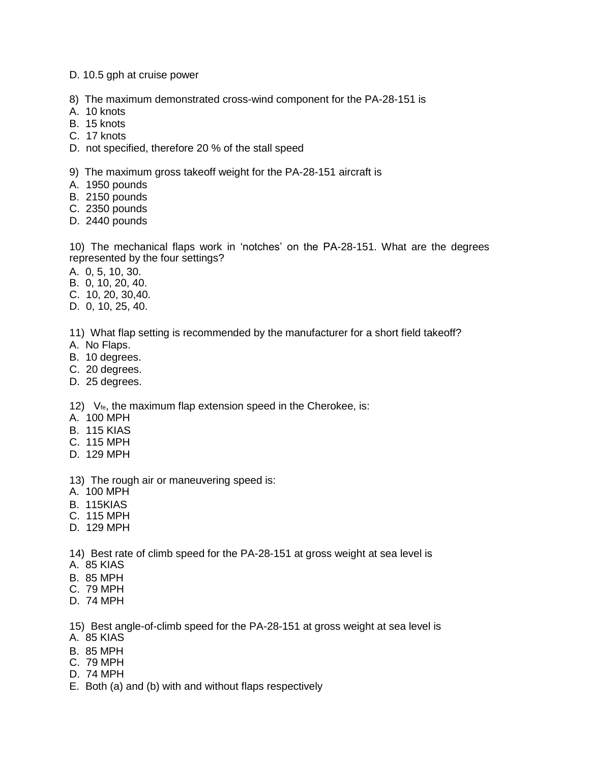D. 10.5 gph at cruise power

8) The maximum demonstrated cross-wind component for the PA-28-151 is
A. 10 knots
B. 15 knots
C. 17 knots
D. not specified, therefore 20 % of the stall speed

9) The maximum gross takeoff weight for the PA-28-151 aircraft is
A. 1950 pounds
B. 2150 pounds
C. 2350 pounds
D. 2440 pounds

10) The mechanical flaps work in 'notches' on the PA-28-151. What are the degrees represented by the four settings?
A. 0, 5, 10, 30.
B. 0, 10, 20, 40.
C. 10, 20, 30,40.
D. 0, 10, 25, 40.

11) What flap setting is recommended by the manufacturer for a short field takeoff?
A. No Flaps.
B. 10 degrees.
C. 20 degrees.
D. 25 degrees.

12) $V_{fe}$, the maximum flap extension speed in the Cherokee, is:
A. 100 MPH
B. 115 KIAS
C. 115 MPH
D. 129 MPH

13) The rough air or maneuvering speed is:
A. 100 MPH
B. 115KIAS
C. 115 MPH
D. 129 MPH

14) Best rate of climb speed for the PA-28-151 at gross weight at sea level is
A. 85 KIAS
B. 85 MPH
C. 79 MPH
D. 74 MPH

15) Best angle-of-climb speed for the PA-28-151 at gross weight at sea level is
A. 85 KIAS
B. 85 MPH
C. 79 MPH
D. 74 MPH
E. Both (a) and (b) with and without flaps respectively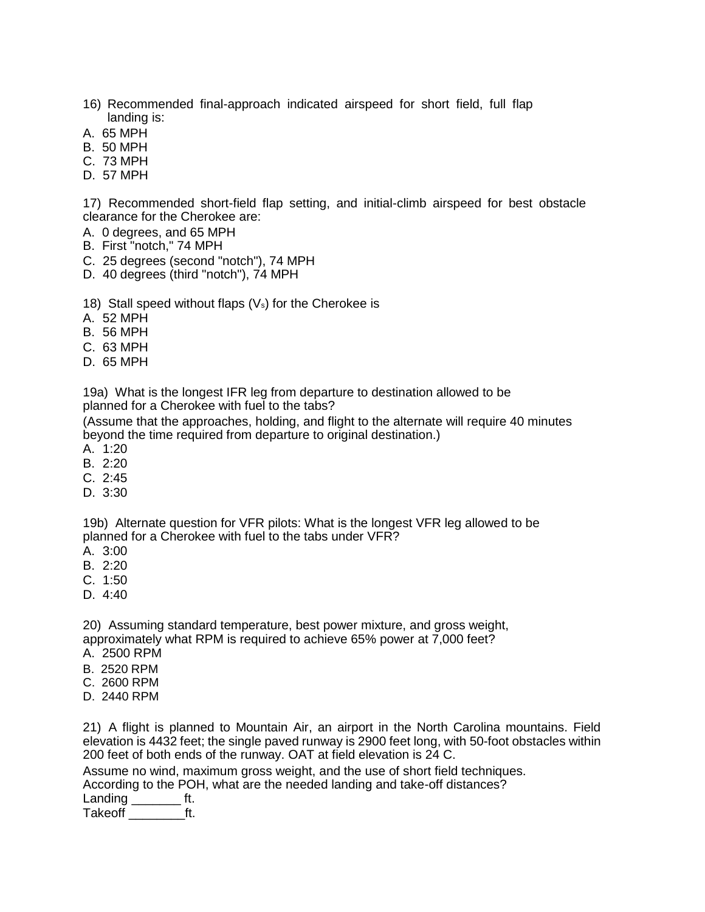16) Recommended final-approach indicated airspeed for short field, full flap landing is:

A. 65 MPH
B. 50 MPH
C. 73 MPH
D. 57 MPH

17) Recommended short-field flap setting, and initial-climb airspeed for best obstacle clearance for the Cherokee are:

A. 0 degrees, and 65 MPH
B. First "notch," 74 MPH
C. 25 degrees (second "notch"), 74 MPH
D. 40 degrees (third "notch"), 74 MPH

18) Stall speed without flaps ($V_s$) for the Cherokee is

A. 52 MPH
B. 56 MPH
C. 63 MPH
D. 65 MPH

19a) What is the longest IFR leg from departure to destination allowed to be planned for a Cherokee with fuel to the tabs?

(Assume that the approaches, holding, and flight to the alternate will require 40 minutes beyond the time required from departure to original destination.)

A. 1:20
B. 2:20
C. 2:45
D. 3:30

19b) Alternate question for VFR pilots: What is the longest VFR leg allowed to be planned for a Cherokee with fuel to the tabs under VFR?

A. 3:00
B. 2:20
C. 1:50
D. 4:40

20) Assuming standard temperature, best power mixture, and gross weight, approximately what RPM is required to achieve 65% power at 7,000 feet?

A. 2500 RPM
B. 2520 RPM
C. 2600 RPM
D. 2440 RPM

21) A flight is planned to Mountain Air, an airport in the North Carolina mountains. Field elevation is 4432 feet; the single paved runway is 2900 feet long, with 50-foot obstacles within 200 feet of both ends of the runway. OAT at field elevation is 24 C.

Assume no wind, maximum gross weight, and the use of short field techniques.
According to the POH, what are the needed landing and take-off distances?

Landing _______ ft.
Takeoff ________ft.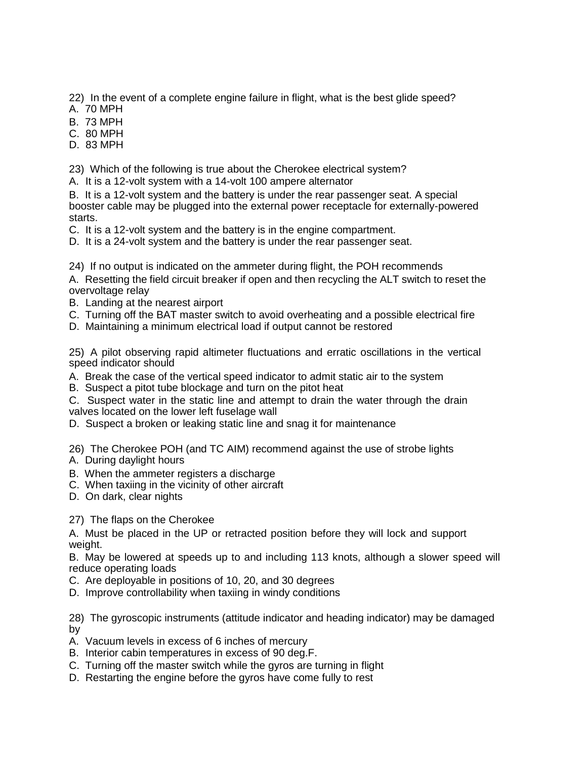22) In the event of a complete engine failure in flight, what is the best glide speed?

A. 70 MPH

B. 73 MPH

C. 80 MPH

D. 83 MPH

23) Which of the following is true about the Cherokee electrical system?

A. It is a 12-volt system with a 14-volt 100 ampere alternator

B. It is a 12-volt system and the battery is under the rear passenger seat. A special booster cable may be plugged into the external power receptacle for externally-powered starts.

C. It is a 12-volt system and the battery is in the engine compartment.

D. It is a 24-volt system and the battery is under the rear passenger seat.

24) If no output is indicated on the ammeter during flight, the POH recommends

A. Resetting the field circuit breaker if open and then recycling the ALT switch to reset the overvoltage relay

B. Landing at the nearest airport

C. Turning off the BAT master switch to avoid overheating and a possible electrical fire

D. Maintaining a minimum electrical load if output cannot be restored

25) A pilot observing rapid altimeter fluctuations and erratic oscillations in the vertical speed indicator should

A. Break the case of the vertical speed indicator to admit static air to the system

B. Suspect a pitot tube blockage and turn on the pitot heat

C. Suspect water in the static line and attempt to drain the water through the drain valves located on the lower left fuselage wall

D. Suspect a broken or leaking static line and snag it for maintenance

26) The Cherokee POH (and TC AIM) recommend against the use of strobe lights

A. During daylight hours

B. When the ammeter registers a discharge

C. When taxiing in the vicinity of other aircraft

D. On dark, clear nights

27) The flaps on the Cherokee

A. Must be placed in the UP or retracted position before they will lock and support weight.

B. May be lowered at speeds up to and including 113 knots, although a slower speed will reduce operating loads

C. Are deployable in positions of 10, 20, and 30 degrees

D. Improve controllability when taxiing in windy conditions

28) The gyroscopic instruments (attitude indicator and heading indicator) may be damaged by

A. Vacuum levels in excess of 6 inches of mercury

B. Interior cabin temperatures in excess of 90 deg.F.

C. Turning off the master switch while the gyros are turning in flight

D. Restarting the engine before the gyros have come fully to rest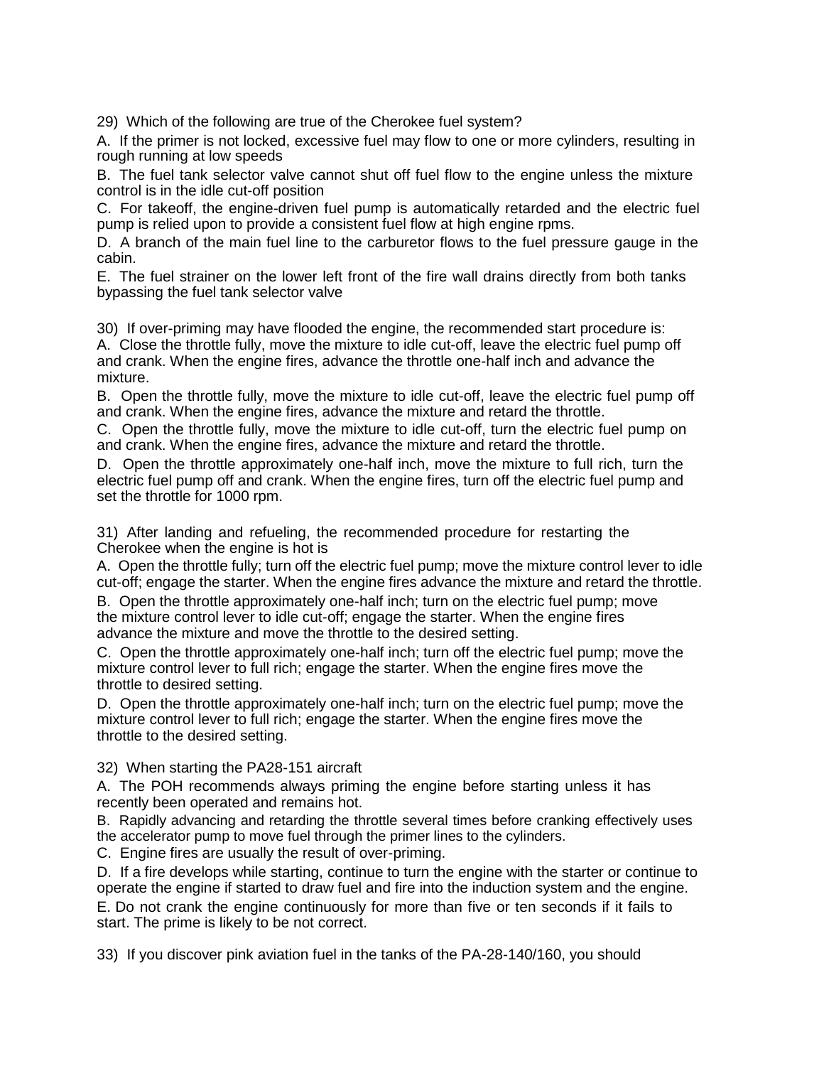29) Which of the following are true of the Cherokee fuel system?

A. If the primer is not locked, excessive fuel may flow to one or more cylinders, resulting in rough running at low speeds

B. The fuel tank selector valve cannot shut off fuel flow to the engine unless the mixture control is in the idle cut-off position

C. For takeoff, the engine-driven fuel pump is automatically retarded and the electric fuel pump is relied upon to provide a consistent fuel flow at high engine rpms.

D. A branch of the main fuel line to the carburetor flows to the fuel pressure gauge in the cabin.

E. The fuel strainer on the lower left front of the fire wall drains directly from both tanks bypassing the fuel tank selector valve

30) If over-priming may have flooded the engine, the recommended start procedure is:

A. Close the throttle fully, move the mixture to idle cut-off, leave the electric fuel pump off and crank. When the engine fires, advance the throttle one-half inch and advance the mixture.

B. Open the throttle fully, move the mixture to idle cut-off, leave the electric fuel pump off and crank. When the engine fires, advance the mixture and retard the throttle.

C. Open the throttle fully, move the mixture to idle cut-off, turn the electric fuel pump on and crank. When the engine fires, advance the mixture and retard the throttle.

D. Open the throttle approximately one-half inch, move the mixture to full rich, turn the electric fuel pump off and crank. When the engine fires, turn off the electric fuel pump and set the throttle for 1000 rpm.

31) After landing and refueling, the recommended procedure for restarting the Cherokee when the engine is hot is

A. Open the throttle fully; turn off the electric fuel pump; move the mixture control lever to idle cut-off; engage the starter. When the engine fires advance the mixture and retard the throttle.

B. Open the throttle approximately one-half inch; turn on the electric fuel pump; move the mixture control lever to idle cut-off; engage the starter. When the engine fires advance the mixture and move the throttle to the desired setting.

C. Open the throttle approximately one-half inch; turn off the electric fuel pump; move the mixture control lever to full rich; engage the starter. When the engine fires move the throttle to desired setting.

D. Open the throttle approximately one-half inch; turn on the electric fuel pump; move the mixture control lever to full rich; engage the starter. When the engine fires move the throttle to the desired setting.

32) When starting the PA28-151 aircraft

A. The POH recommends always priming the engine before starting unless it has recently been operated and remains hot.

B. Rapidly advancing and retarding the throttle several times before cranking effectively uses the accelerator pump to move fuel through the primer lines to the cylinders.

C. Engine fires are usually the result of over-priming.

D. If a fire develops while starting, continue to turn the engine with the starter or continue to operate the engine if started to draw fuel and fire into the induction system and the engine.

E. Do not crank the engine continuously for more than five or ten seconds if it fails to start. The prime is likely to be not correct.

33) If you discover pink aviation fuel in the tanks of the PA-28-140/160, you should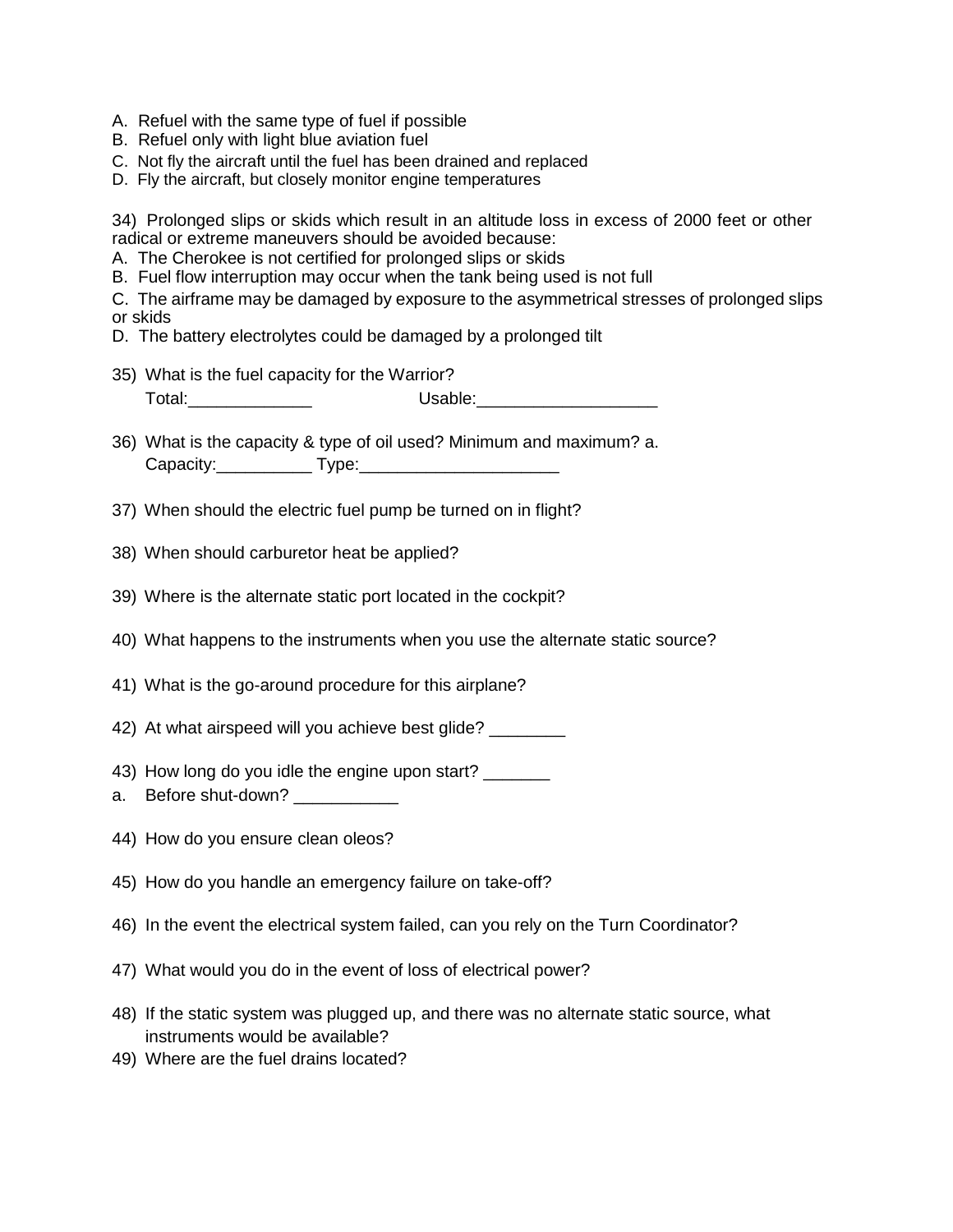A. Refuel with the same type of fuel if possible
B. Refuel only with light blue aviation fuel
C. Not fly the aircraft until the fuel has been drained and replaced
D. Fly the aircraft, but closely monitor engine temperatures

34) Prolonged slips or skids which result in an altitude loss in excess of 2000 feet or other radical or extreme maneuvers should be avoided because:
A. The Cherokee is not certified for prolonged slips or skids
B. Fuel flow interruption may occur when the tank being used is not full
C. The airframe may be damaged by exposure to the asymmetrical stresses of prolonged slips or skids
D. The battery electrolytes could be damaged by a prolonged tilt

35) What is the fuel capacity for the Warrior?
Total:_____________ Usable:___________________

36) What is the capacity & type of oil used? Minimum and maximum? a.
Capacity:__________ Type:_____________________

37) When should the electric fuel pump be turned on in flight?

38) When should carburetor heat be applied?

39) Where is the alternate static port located in the cockpit?

40) What happens to the instruments when you use the alternate static source?

41) What is the go-around procedure for this airplane?

42) At what airspeed will you achieve best glide? ________

43) How long do you idle the engine upon start? _______
a. Before shut-down? ___________

44) How do you ensure clean oleos?

45) How do you handle an emergency failure on take-off?

46) In the event the electrical system failed, can you rely on the Turn Coordinator?

47) What would you do in the event of loss of electrical power?

48) If the static system was plugged up, and there was no alternate static source, what instruments would be available?

49) Where are the fuel drains located?